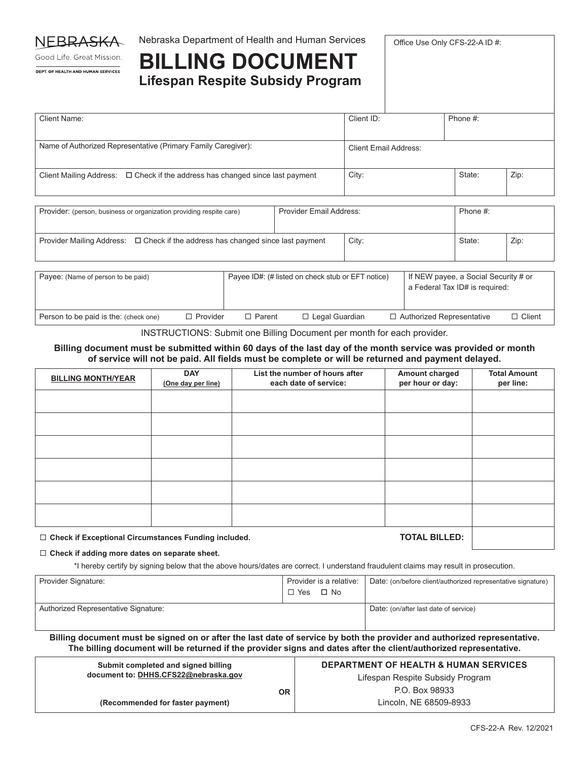NEBRASKA
Good Life. Great Mission.
DEPT. OF HEALTH AND HUMAN SERVICES

Nebraska Department of Health and Human Services

# BILLING DOCUMENT

## Lifespan Respite Subsidy Program

Office Use Only CFS-22-A ID #:

| Client Name: | Client ID: | Phone #: | |
|---|---|---|---|
| Name of Authorized Representative (Primary Family Caregiver): | Client Email Address: | | |
| Client Mailing Address: ☐ Check if the address has changed since last payment | City: | State: | Zip: |

| Provider: (person, business or organization providing respite care) | Provider Email Address: | Phone #: | |
|---|---|---|---|
| Provider Mailing Address: ☐ Check if the address has changed since last payment | City: | State: | Zip: |

| Payee: (Name of person to be paid) | Payee ID#: (# listed on check stub or EFT notice) | If NEW payee, a Social Security # or a Federal Tax ID# is required: |
|---|---|---|

Person to be paid is the: (check one) ☐ Provider ☐ Parent ☐ Legal Guardian ☐ Authorized Representative ☐ Client

INSTRUCTIONS: Submit one Billing Document per month for each provider.

**Billing document must be submitted within 60 days of the last day of the month service was provided or month of service will not be paid. All fields must be complete or will be returned and payment delayed.**

| BILLING MONTH/YEAR | DAY (One day per line) | List the number of hours after each date of service: | Amount charged per hour or day: | Total Amount per line: |
|---|---|---|---|---|
| | | | | |
| | | | | |
| | | | | |
| | | | | |
| | | | | |
| | | | | |
| | | | **TOTAL BILLED:** | |

☐ **Check if Exceptional Circumstances Funding included.**

☐ **Check if adding more dates on separate sheet.**

*I hereby certify by signing below that the above hours/dates are correct. I understand fraudulent claims may result in prosecution.

| Provider Signature: | Provider is a relative: ☐ Yes ☐ No | Date: (on/before client/authorized representative signature) |
|---|---|---|
| Authorized Representative Signature: | | Date: (on/after last date of service) |

**Billing document must be signed on or after the last date of service by both the provider and authorized representative. The billing document will be returned if the provider signs and dates after the client/authorized representative.**

| Submit completed and signed billing document to: DHHS.CFS22@nebraska.gov (Recommended for faster payment) | OR | **DEPARTMENT OF HEALTH & HUMAN SERVICES** Lifespan Respite Subsidy Program P.O. Box 98933 Lincoln, NE 68509-8933 |
|---|---|---|

CFS-22-A Rev. 12/2021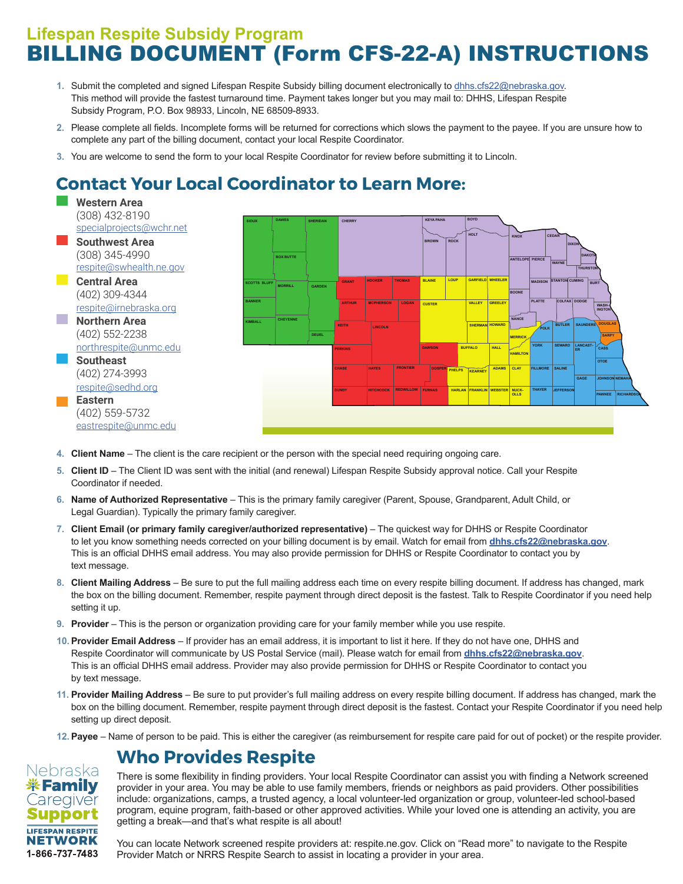## Lifespan Respite Subsidy Program

# BILLING DOCUMENT (Form CFS-22-A) INSTRUCTIONS

1. Submit the completed and signed Lifespan Respite Subsidy billing document electronically to dhhs.cfs22@nebraska.gov. This method will provide the fastest turnaround time. Payment takes longer but you may mail to: DHHS, Lifespan Respite Subsidy Program, P.O. Box 98933, Lincoln, NE 68509-8933.
2. Please complete all fields. Incomplete forms will be returned for corrections which slows the payment to the payee. If you are unsure how to complete any part of the billing document, contact your local Respite Coordinator.
3. You are welcome to send the form to your local Respite Coordinator for review before submitting it to Lincoln.

## Contact Your Local Coordinator to Learn More:

**Western Area**
(308) 432-8190
specialprojects@wchr.net

**Southwest Area**
(308) 345-4990
respite@swhealth.ne.gov

**Central Area**
(402) 309-4344
respite@irnebraska.org

**Northern Area**
(402) 552-2238
northrespite@unmc.edu

**Southeast**
(402) 274-3993
respite@sedhd.org

**Eastern**
(402) 559-5732
eastrespite@unmc.edu

SIOUX DAWES SHERIDAN CHERRY KEYA PAHA BOYD BROWN ROCK HOLT KNOX CEDAR DIXON DAKOTA BOX BUTTE ANTELOPE PIERCE WAYNE THURSTON SCOTTS BLUFF MORRILL GARDEN GRANT HOOKER THOMAS BLAINE LOUP GARFIELD WHEELER MADISON STANTON CUMING BURT BANNER ARTHUR MCPHERSON LOGAN CUSTER VALLEY GREELEY BOONE PLATTE COLFAX DODGE WASHINGTON KIMBALL CHEYENNE DEUEL KEITH LINCOLN SHERMAN HOWARD NANCE POLK BUTLER SAUNDERS DOUGLAS MERRICK SARPY PERKINS DAWSON BUFFALO HALL HAMILTON YORK SEWARD LANCASTER CASS OTOE CHASE HAYES FRONTIER GOSPER PHELPS KEARNEY ADAMS CLAY FILLMORE SALINE GAGE JOHNSON NEMAHA DUNDY HITCHCOCK REDWILLOW FURNAS HARLAN FRANKLIN WEBSTER NUCKOLLS THAYER JEFFERSON PAWNEE RICHARDSON

4. **Client Name** – The client is the care recipient or the person with the special need requiring ongoing care.
5. **Client ID** – The Client ID was sent with the initial (and renewal) Lifespan Respite Subsidy approval notice. Call your Respite Coordinator if needed.
6. **Name of Authorized Representative** – This is the primary family caregiver (Parent, Spouse, Grandparent, Adult Child, or Legal Guardian). Typically the primary family caregiver.
7. **Client Email (or primary family caregiver/authorized representative)** – The quickest way for DHHS or Respite Coordinator to let you know something needs corrected on your billing document is by email. Watch for email from **dhhs.cfs22@nebraska.gov**. This is an official DHHS email address. You may also provide permission for DHHS or Respite Coordinator to contact you by text message.
8. **Client Mailing Address** – Be sure to put the full mailing address each time on every respite billing document. If address has changed, mark the box on the billing document. Remember, respite payment through direct deposit is the fastest. Talk to Respite Coordinator if you need help setting it up.
9. **Provider** – This is the person or organization providing care for your family member while you use respite.
10. **Provider Email Address** – If provider has an email address, it is important to list it here. If they do not have one, DHHS and Respite Coordinator will communicate by US Postal Service (mail). Please watch for email from **dhhs.cfs22@nebraska.gov**. This is an official DHHS email address. Provider may also provide permission for DHHS or Respite Coordinator to contact you by text message.
11. **Provider Mailing Address** – Be sure to put provider's full mailing address on every respite billing document. If address has changed, mark the box on the billing document. Remember, respite payment through direct deposit is the fastest. Contact your Respite Coordinator if you need help setting up direct deposit.
12. **Payee** – Name of person to be paid. This is either the caregiver (as reimbursement for respite care paid for out of pocket) or the respite provider.

## Who Provides Respite

There is some flexibility in finding providers. Your local Respite Coordinator can assist you with finding a Network screened provider in your area. You may be able to use family members, friends or neighbors as paid providers. Other possibilities include: organizations, camps, a trusted agency, a local volunteer-led organization or group, volunteer-led school-based program, equine program, faith-based or other approved activities. While your loved one is attending an activity, you are getting a break—and that's what respite is all about!

You can locate Network screened respite providers at: respite.ne.gov. Click on "Read more" to navigate to the Respite Provider Match or NRRS Respite Search to assist in locating a provider in your area.

Nebraska Family Caregiver Support
LIFESPAN RESPITE NETWORK
1-866-737-7483